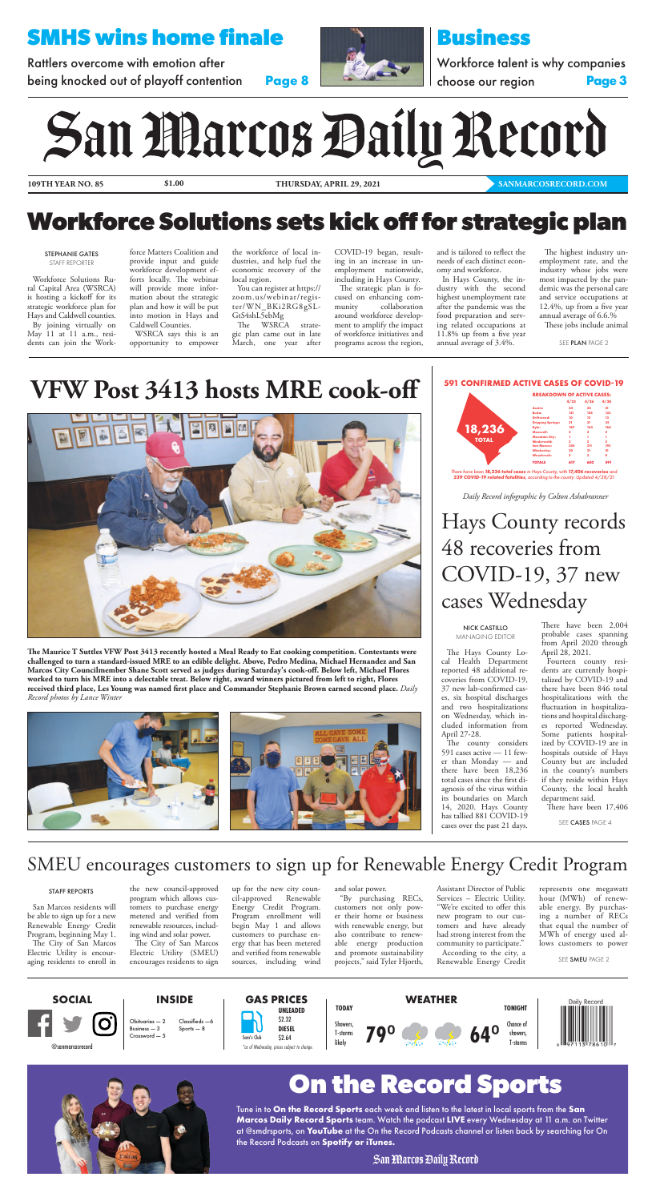## SMHS wins home finale

Rattlers overcome with emotion after being knocked out of playoff contention **Page 8**

## Business

Workforce talent is why companies choose our region **Page 3**

# San Marcos Daily Record

**109TH YEAR NO. 85** **$1.00** **THURSDAY, APRIL 29, 2021** **SANMARCOSRECORD.COM**

# Workforce Solutions sets kick off for strategic plan

STEPHANIE GATES
STAFF REPORTER

Workforce Solutions Rural Capital Area (WSRCA) is hosting a kickoff for its strategic workforce plan for Hays and Caldwell counties.

By joining virtually on May 11 at 11 a.m., residents can join the Workforce Matters Coalition and provide input and guide workforce development efforts locally. The webinar will provide more information about the strategic plan and how it will be put into motion in Hays and Caldwell Counties.

WSRCA says this is an opportunity to empower the workforce of local industries, and help fuel the economic recovery of the local region.

You can register at https://zoom.us/webinar/register/WN_BKi2RG8gSLGtS4shL5ebMg

The WSRCA strategic plan came out in late March, one year after COVID-19 began, resulting in an increase in unemployment nationwide, including in Hays County.

The strategic plan is focused on enhancing community collaboration around workforce development to amplify the impact of workforce initiatives and programs across the region, and is tailored to reflect the needs of each distinct economy and workforce.

In Hays County, the industry with the second highest unemployment rate after the pandemic was the food preparation and serving related occupations at 11.8% up from a five year annual average of 3.4%.

The highest industry unemployment rate, and the industry whose jobs were most impacted by the pandemic was the personal care and service occupations at 12.4%, up from a five year annual average of 6.6%.

These jobs include animal

SEE **PLAN** PAGE 2

# VFW Post 3413 hosts MRE cook-off

**The Maurice T Suttles VFW Post 3413 recently hosted a Meal Ready to Eat cooking competition. Contestants were challenged to turn a standard-issued MRE to an edible delight. Above, Pedro Medina, Michael Hernandez and San Marcos City Councilmember Shane Scott served as judges during Saturday's cook-off. Below left, Michael Flores worked to turn his MRE into a delectable treat. Below right, award winners pictured from left to right, Flores received third place, Les Young was named first place and Commander Stephanie Brown earned second place.** *Daily Record photos by Lance Winter*

### 591 CONFIRMED ACTIVE CASES OF COVID-19

**18,236 TOTAL**

**BREAKDOWN OF ACTIVE CASES:**

| | 4/23 | 4/26 | 4/28 |
|---|---|---|---|
| Austin | 24 | 22 | 21 |
| Buda | 131 | 125 | 132 |
| Driftwood | 10 | 13 | 13 |
| Dripping Springs | 21 | 21 | 25 |
| Kyle | 159 | 162 | 164 |
| Maxwell | 2 | 2 | 2 |
| Mountain City | 1 | 1 | 1 |
| Niederwald | 2 | 2 | 2 |
| San Marcos | 240 | 231 | 198 |
| Wimberley | 25 | 21 | 31 |
| Woodcreek | 2 | 2 | 2 |
| **TOTALS** | **617** | **602** | **591** |

*There have been 18,236 total cases in Hays County, with 17,406 recoveries and 239 COVID-19 related fatalities, according to the county. Updated 4/28/21*

*Daily Record infographic by Colton Ashabranner*

# Hays County records 48 recoveries from COVID-19, 37 new cases Wednesday

NICK CASTILLO
MANAGING EDITOR

The Hays County Local Health Department reported 48 additional recoveries from COVID-19, 37 new lab-confirmed cases, six hospital discharges and two hospitalizations on Wednesday, which included information from April 27-28.

The county considers 591 cases active — 11 fewer than Monday — and there have been 18,236 total cases since the first diagnosis of the virus within its boundaries on March 14, 2020. Hays County has tallied 881 COVID-19 cases over the past 21 days.

There have been 2,004 probable cases spanning from April 2020 through April 28, 2021.

Fourteen county residents are currently hospitalized by COVID-19 and there have been 846 total hospitalizations with the fluctuation in hospitalizations and hospital discharges reported Wednesday. Some patients hospitalized by COVID-19 are in hospitals outside of Hays County but are included in the county's numbers if they reside within Hays County, the local health department said.

There have been 17,406

SEE **CASES** PAGE 4

# SMEU encourages customers to sign up for Renewable Energy Credit Program

STAFF REPORTS

San Marcos residents will be able to sign up for a new Renewable Energy Credit Program, beginning May 1.

The City of San Marcos Electric Utility is encouraging residents to enroll in the new council-approved program which allows customers to purchase energy metered and verified from renewable resources, including wind and solar power.

The City of San Marcos Electric Utility (SMEU) encourages residents to sign up for the new city council-approved Renewable Energy Credit Program. Program enrollment will begin May 1 and allows customers to purchase energy that has been metered and verified from renewable sources, including wind and solar power.

"By purchasing RECs, customers not only power their home or business with renewable energy, but also contribute to renewable energy production and promote sustainability projects," said Tyler Hjorth, Assistant Director of Public Services – Electric Utility. "We're excited to offer this new program to our customers and have already had strong interest from the community to participate."

According to the city, a Renewable Energy Credit represents one megawatt hour (MWh) of renewable energy. By purchasing a number of RECs that equal the number of MWh of energy used allows customers to power

SEE **SMEU** PAGE 2

**SOCIAL**
@sanmarcosrecord

**INSIDE**
Obituaries — 2
Business — 3
Crossword — 5
Classifieds —6
Sports — 8

**GAS PRICES**
Sam's Club
UNLEADED $2.32
DIESEL $2.64
*as of Wednesday, prices subject to change.

**WEATHER**
TODAY: Showers, T-storms likely 79°
TONIGHT: Chance of showers, T-storms 64°

# On the Record Sports

Tune in to **On the Record Sports** each week and listen to the latest in local sports from the **San Marcos Daily Record Sports** team. Watch the podcast **LIVE** every Wednesday at 11 a.m. on Twitter at @smdrsports, on **YouTube** at the On the Record Podcasts channel or listen back by searching for On the Record Podcasts on **Spotify or iTunes.**

San Marcos Daily Record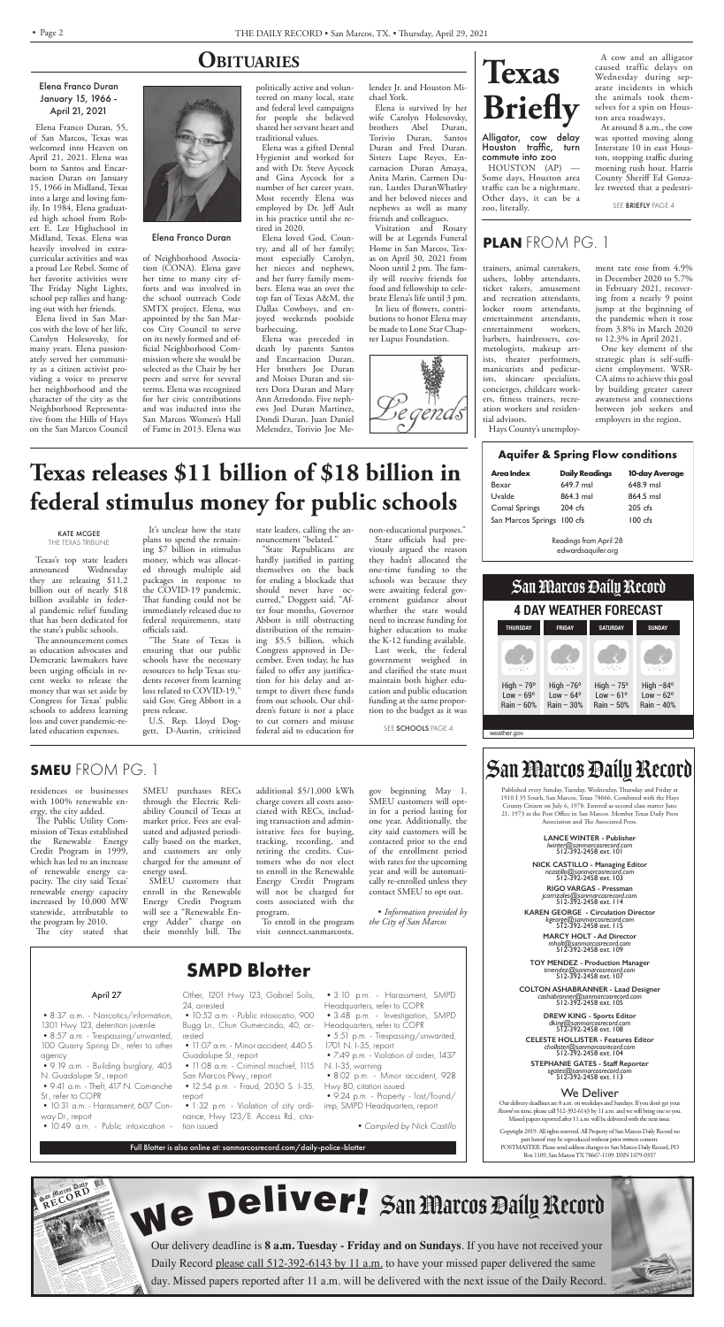# Obituaries

### Elena Franco Duran
### January 15, 1966 - April 21, 2021

Elena Franco Duran, 55, of San Marcos, Texas was welcomed into Heaven on April 21, 2021. Elena was born to Santos and Encarnacion Duran on January 15, 1966 in Midland, Texas into a large and loving family. In 1984, Elena graduated high school from Robert E. Lee Highschool in Midland, Texas. Elena was heavily involved in extracurricular activities and was a proud Lee Rebel. Some of her favorite activities were The Friday Night Lights, school pep rallies and hanging out with her friends.

Elena lived in San Marcos with the love of her life, Carolyn Holesovsky, for many years. Elena passionately served her community as a citizen activist providing a voice to preserve her neighborhood and the character of the city as the Neighborhood Representative from the Hills of Hays on the San Marcos Council of Neighborhood Association (CONA). Elena gave her time to many city efforts and was involved in the school outreach Code SMTX project. Elena, was appointed by the San Marcos City Council to serve on its newly formed and official Neighborhood Commission where she would be selected as the Chair by her peers and serve for several terms. Elena was recognized for her civic contributions and was inducted into the San Marcos Women's Hall of Fame in 2013. Elena was politically active and volunteered on many local, state and federal level campaigns for people she believed shared her servant heart and traditional values.

Elena Franco Duran

Elena was a gifted Dental Hygienist and worked for and with Dr. Steve Aycock and Gina Aycock for a number of her career years. Most recently Elena was employed by Dr. Jeff Ault in his practice until she retired in 2020.

Elena loved God, Country, and all of her family; most especially Carolyn, her nieces and nephews, and her furry family members. Elena was an over the top fan of Texas A&M, the Dallas Cowboys, and enjoyed weekends poolside barbecuing.

Elena was preceded in death by parents Santos and Encarnacion Duran. Her brothers Joe Duran and Moises Duran and sisters Dora Duran and Mary Ann Arredondo. Five nephews Joel Duran Martinez, Dondi Duran, Juan Daniel Melendez, Torivio Joe Melendez Jr. and Houston Michael York.

Elena is survived by her wife Carolyn Holesovsky, brothers Abel Duran, Torivio Duran, Santos Duran and Fred Duran. Sisters Lupe Reyes, Encarnacion Duran Amaya, Anita Marin, Carmen Duran, Lurdes DuranWhatley and her beloved nieces and nephews as well as many friends and colleagues.

Visitation and Rosary will be at Legends Funeral Home in San Marcos, Texas on April 30, 2021 from Noon until 2 pm. The family will receive friends for food and fellowship to celebrate Elena's life until 3 pm.

In lieu of flowers, contributions to honor Elena may be made to Lone Star Chapter Lupus Foundation.

Legends

# Texas Briefly

## Alligator, cow delay Houston traffic, turn commute into zoo

HOUSTON (AP) — Some days, Houston area traffic can be a nightmare. Other days, it can be a zoo, literally.

A cow and an alligator caused traffic delays on Wednesday during separate incidents in which the animals took themselves for a spin on Houston area roadways.

At around 8 a.m., the cow was spotted moving along Interstate 10 in east Houston, stopping traffic during morning rush hour. Harris County Sheriff Ed Gonzalez tweeted that a pedestri-

SEE **BRIEFLY** PAGE 4

## PLAN FROM PG. 1

trainers, animal caretakers, ushers, lobby attendants, ticket takers, amusement and recreation attendants, locker room attendants, entertainment attendants, entertainment workers, barbers, hairdressers, cosmetologists, makeup artists, theater performers, manicurists and pedicurists, skincare specialists, concierges, childcare workers, fitness trainers, recreation workers and residential advisors.

Hays County's unemployment rate rose from 4.9% in December 2020 to 5.7% in February 2021, recovering from a nearly 9 point jump at the beginning of the pandemic when it rose from 3.8% in March 2020 to 12.3% in April 2021.

One key element of the strategic plan is self-sufficient employment. WSR-CA aims to achieve this goal by building greater career awareness and connections between job seekers and employers in the region.

# Texas releases $11 billion of $18 billion in federal stimulus money for public schools

KATE MCGEE
THE TEXAS TRIBUNE

Texas's top state leaders announced Wednesday they are releasing $11.2 billion out of nearly $18 billion available in federal pandemic relief funding that has been dedicated for the state's public schools.

The announcement comes as education advocates and Democratic lawmakers have been urging officials in recent weeks to release the money that was set aside by Congress for Texas' public schools to address learning loss and cover pandemic-related education expenses.

It's unclear how the state plans to spend the remaining $7 billion in stimulus money, which was allocated through multiple aid packages in response to the COVID-19 pandemic. That funding could not be immediately released due to federal requirements, state officials said.

"The State of Texas is ensuring that our public schools have the necessary resources to help Texas students recover from learning loss related to COVID-19," said Gov. Greg Abbott in a press release.

U.S. Rep. Lloyd Doggett, D-Austin, criticized state leaders, calling the announcement "belated."

"State Republicans are hardly justified in patting themselves on the back for ending a blockade that should never have occurred," Doggett said. "After four months, Governor Abbott is still obstructing distribution of the remaining $5.5 billion, which Congress approved in December. Even today, he has failed to offer any justification for his delay and attempt to divert these funds from our schools. Our children's future is not a place to cut corners and misuse federal aid to education for non-educational purposes."

State officials had previously argued the reason they hadn't allocated the one-time funding to the schools was because they were awaiting federal government guidance about whether the state would need to increase funding for higher education to make the K-12 funding available.

Last week, the federal government weighed in and clarified the state must maintain both higher education and public education funding at the same proportion to the budget as it was

SEE **SCHOOLS** PAGE 4

## Aquifer & Spring Flow conditions

| Area Index | Daily Readings | 10-day Average |
|---|---|---|
| Bexar | 649.7 msl | 648.9 msl |
| Uvalde | 864.3 msl | 864.5 msl |
| Comal Springs | 204 cfs | 205 cfs |
| San Marcos Springs | 100 cfs | 100 cfs |

Readings from April 28
edwardsaquifer.org

## San Marcos Daily Record
## 4 DAY WEATHER FORECAST

| THURSDAY | FRIDAY | SATURDAY | SUNDAY |
|---|---|---|---|
| High ~ 79° | High ~76° | High ~ 75° | High ~84° |
| Low ~ 69° | Low ~ 64° | Low ~ 61° | Low ~ 62° |
| Rain ~ 60% | Rain ~ 30% | Rain ~ 50% | Rain ~ 40% |

weather.gov

## SMEU FROM PG. 1

residences or businesses with 100% renewable energy, the city added.

The Public Utility Commission of Texas established the Renewable Energy Credit Program in 1999, which has led to an increase of renewable energy capacity. The city said Texas' renewable energy capacity increased by 10,000 MW statewide, attributable to the program by 2010.

The city stated that SMEU purchases RECs through the Electric Reliability Council of Texas at market price. Fees are evaluated and adjusted periodically based on the market, and customers are only charged for the amount of energy used.

SMEU customers that enroll in the Renewable Energy Credit Program will see a "Renewable Energy Adder" charge on their monthly bill. The additional $5/1,000 kWh charge covers all costs associated with RECs, including transaction and administrative fees for buying, tracking, recording, and retiring the credits. Customers who do not elect to enroll in the Renewable Energy Credit Program will not be charged for costs associated with the program.

To enroll in the program visit connect.sanmarcostx.gov beginning May 1. SMEU customers will opt-in for a period lasting for one year. Additionally, the city said customers will be contacted prior to the end of the enrollment period with rates for the upcoming year and will be automatically re-enrolled unless they contact SMEU to opt out.

*• Information provided by the City of San Marcos*

# San Marcos Daily Record

Published every Sunday, Tuesday, Wednesday, Thursday and Friday at 1910 I 35 South, San Marcos, Texas 78666. Combined with the Hays County Citizen on July 6, 1978. Entered as second class matter June 21, 1973 at the Post Office in San Marcos. Member Texas Daily Press Association and The Associated Press.

**LANCE WINTER - Publisher**
lwinter@sanmarcosrecord.com
512-392-2458 ext. 101

**NICK CASTILLO - Managing Editor**
ncastillo@sanmarcosrecord.com
512-392-2458 ext. 103

**RIGO VARGAS - Pressman**
jcarrizales@sanmarcosrecord.com
512-392-2458 ext. 114

**KAREN GEORGE - Circulation Director**
kgeorge@sanmarcosrecord.com
512-392-2458 ext. 115

**MARCY HOLT - Ad Director**
mholt@sanmarcosrecord.com
512-392-2458 ext. 109

**TOY MENDEZ - Production Manager**
tmendez@sanmarcosrecord.com
512-392-2458 ext. 107

**COLTON ASHABRANNER - Lead Designer**
cashabranner@sanmarcosrecord.com
512-392-2458 ext. 105

**DREW KING - Sports Editor**
dking@sanmarcosrecord.com
512-392-2458 ext. 108

**CELESTE HOLLISTER - Features Editor**
chollister@sanmarcosrecord.com
512-392-2458 ext. 104

**STEPHANIE GATES - Staff Reporter**
sgates@sanmarcosrecord.com
512-392-2458 ext. 113

### We Deliver

Our delivery deadlines are 8 a.m. on weekdays and Sundays. If you don't get your *Record* on time, please call 512-392-6143 by 11 a.m. and we will bring one to you. Missed papers reported after 11 a.m. will be delivered with the next issue.

Copyright 2019. All rights reserved. All Property of San Marcos Daily Record no part hereof may be reproduced without prior written consent.
POSTMASTER: Please send address changes to San Marcos Daily Record, PO Box 1109, San Marcos TX 78667-1109. ISSN 1079-0357

# SMPD Blotter

### April 27

- 8:37 a.m. - Narcotics/information, 1301 Hwy 123, detention juvenile
- 8:57 a.m. - Trespassing/unwanted, 100 Quarry Spring Dr., refer to other agency
- 9:19 a.m. - Building burglary, 405 N. Guadalupe St., report
- 9:41 a.m. - Theft, 417 N. Comanche St., refer to COPR
- 10:31 a.m. - Harassment, 607 Conway Dr., report
- 10:49 a.m. - Public intoxication - Other, 1201 Hwy 123, Gabriel Solis, 24, arrested
- 10:52 a.m. - Public intoxicatio, 900 Bugg Ln., Chun Gumercindo, 40, arrested
- 11:07 a.m. - Minor accident, 440 S. Guadalupe St., report
- 11:08 a.m. - Criminal mischief, 1115 San Marcos Pkwy., report
- 12:54 p.m. - Fraud, 2050 S. I-35, report
- 1:32 p.m. - Violation of city ordinance, Hwy 123/E. Access Rd., citation issued
- 3:10 p.m. - Harassment, SMPD Headquarters, refer to COPR
- 3:48 p.m. - Investigation, SMPD Headquarters, refer to COPR
- 5:51 p.m. - Trespassing/unwanted, 1701 N. I-35, report
- 7:49 p.m. - Violation of order, 1437 N. I-35, warning
- 8:02 p.m. - Minor accident, 928 Hwy 80, citation issued
- 9:24 p.m. - Property - lost/found/imp, SMPD Headquarters, report

*• Compiled by Nick Castillo*

Full Blotter is also online at: sanmarcosrecord.com/daily-police-blotter

# We Deliver! San Marcos Daily Record

Our delivery deadline is **8 a.m. Tuesday - Friday and on Sundays**. If you have not received your Daily Record please call 512-392-6143 by 11 a.m. to have your missed paper delivered the same day. Missed papers reported after 11 a.m. will be delivered with the next issue of the Daily Record.